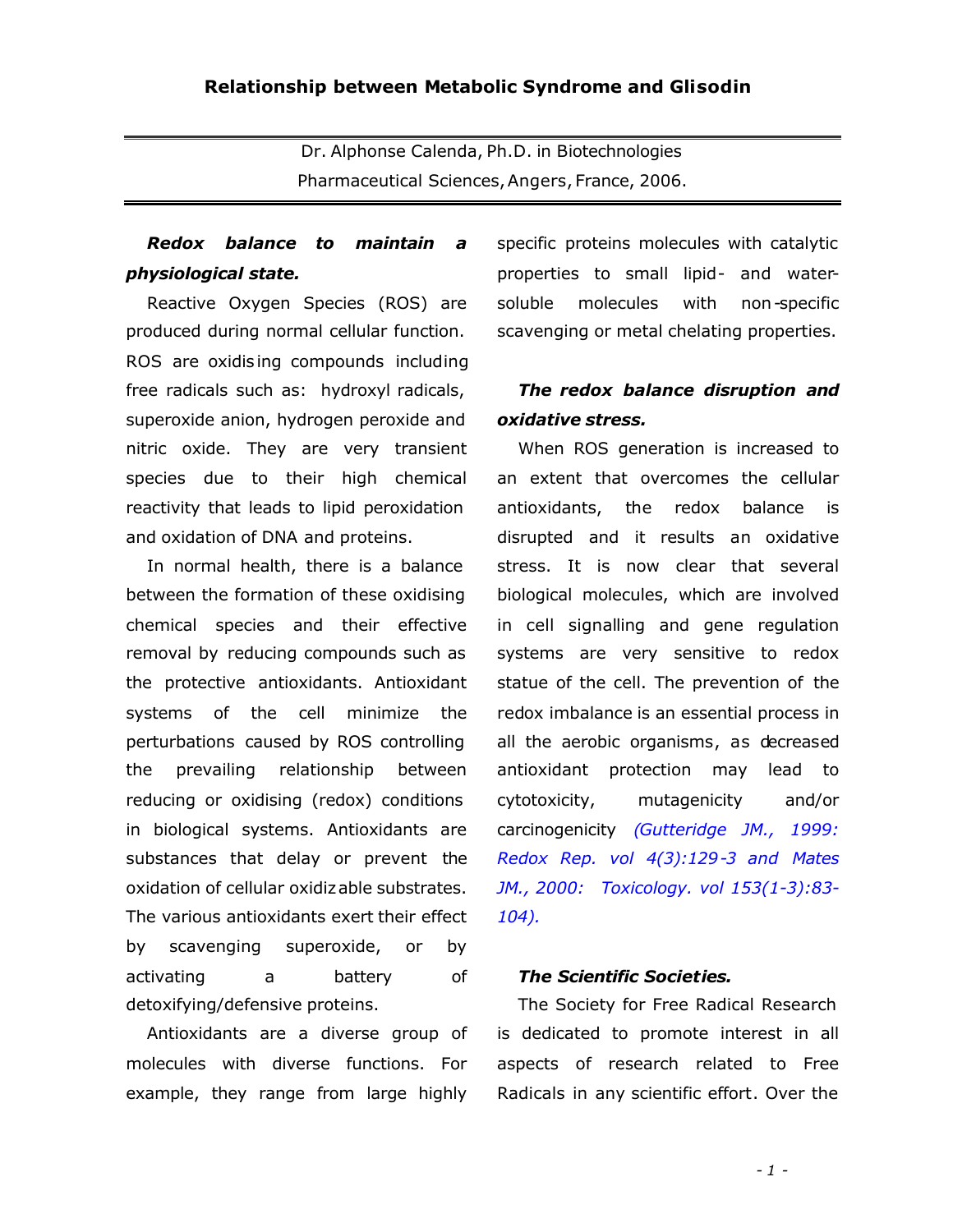# Relationship between Metabolic Syndrome and Glisodin

Dr. Alphonse Calenda, Ph.D. in Biotechnologies
Pharmaceutical Sciences, Angers, France, 2006.

---

### *Redox balance to maintain a physiological state.*

Reactive Oxygen Species (ROS) are produced during normal cellular function. ROS are oxidising compounds including free radicals such as: hydroxyl radicals, superoxide anion, hydrogen peroxide and nitric oxide. They are very transient species due to their high chemical reactivity that leads to lipid peroxidation and oxidation of DNA and proteins.

In normal health, there is a balance between the formation of these oxidising chemical species and their effective removal by reducing compounds such as the protective antioxidants. Antioxidant systems of the cell minimize the perturbations caused by ROS controlling the prevailing relationship between reducing or oxidising (redox) conditions in biological systems. Antioxidants are substances that delay or prevent the oxidation of cellular oxidizable substrates. The various antioxidants exert their effect by scavenging superoxide, or by activating a battery of detoxifying/defensive proteins.

Antioxidants are a diverse group of molecules with diverse functions. For example, they range from large highly specific proteins molecules with catalytic properties to small lipid- and water-soluble molecules with non-specific scavenging or metal chelating properties.

### *The redox balance disruption and oxidative stress.*

When ROS generation is increased to an extent that overcomes the cellular antioxidants, the redox balance is disrupted and it results an oxidative stress. It is now clear that several biological molecules, which are involved in cell signalling and gene regulation systems are very sensitive to redox statue of the cell. The prevention of the redox imbalance is an essential process in all the aerobic organisms, as decreased antioxidant protection may lead to cytotoxicity, mutagenicity and/or carcinogenicity *(Gutteridge JM., 1999: Redox Rep. vol 4(3):129-3 and Mates JM., 2000: Toxicology. vol 153(1-3):83-104).*

### *The Scientific Societies.*

The Society for Free Radical Research is dedicated to promote interest in all aspects of research related to Free Radicals in any scientific effort. Over the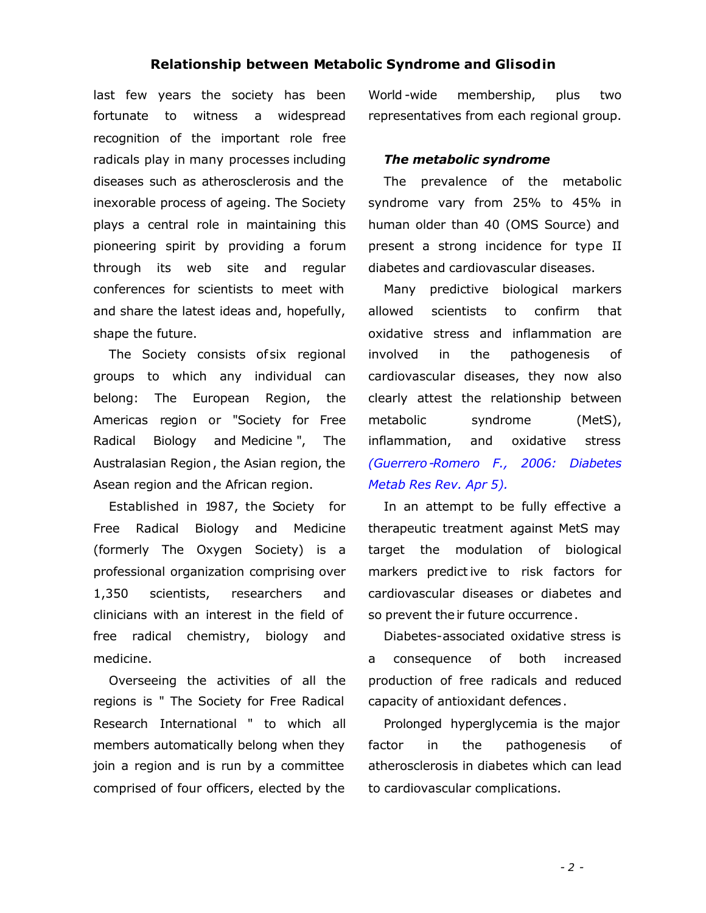last few years the society has been fortunate to witness a widespread recognition of the important role free radicals play in many processes including diseases such as atherosclerosis and the inexorable process of ageing. The Society plays a central role in maintaining this pioneering spirit by providing a forum through its web site and regular conferences for scientists to meet with and share the latest ideas and, hopefully, shape the future.

The Society consists of six regional groups to which any individual can belong: The European Region, the Americas region or "Society for Free Radical Biology and Medicine", The Australasian Region, the Asian region, the Asean region and the African region.

Established in 1987, the Society for Free Radical Biology and Medicine (formerly The Oxygen Society) is a professional organization comprising over 1,350 scientists, researchers and clinicians with an interest in the field of free radical chemistry, biology and medicine.

Overseeing the activities of all the regions is " The Society for Free Radical Research International " to which all members automatically belong when they join a region and is run by a committee comprised of four officers, elected by the World-wide membership, plus two representatives from each regional group.

### *The metabolic syndrome*

The prevalence of the metabolic syndrome vary from 25% to 45% in human older than 40 (OMS Source) and present a strong incidence for type II diabetes and cardiovascular diseases.

Many predictive biological markers allowed scientists to confirm that oxidative stress and inflammation are involved in the pathogenesis of cardiovascular diseases, they now also clearly attest the relationship between metabolic syndrome (MetS), inflammation, and oxidative stress *(Guerrero-Romero F., 2006: Diabetes Metab Res Rev. Apr 5).*

In an attempt to be fully effective a therapeutic treatment against MetS may target the modulation of biological markers predictive to risk factors for cardiovascular diseases or diabetes and so prevent their future occurrence.

Diabetes-associated oxidative stress is a consequence of both increased production of free radicals and reduced capacity of antioxidant defences.

Prolonged hyperglycemia is the major factor in the pathogenesis of atherosclerosis in diabetes which can lead to cardiovascular complications.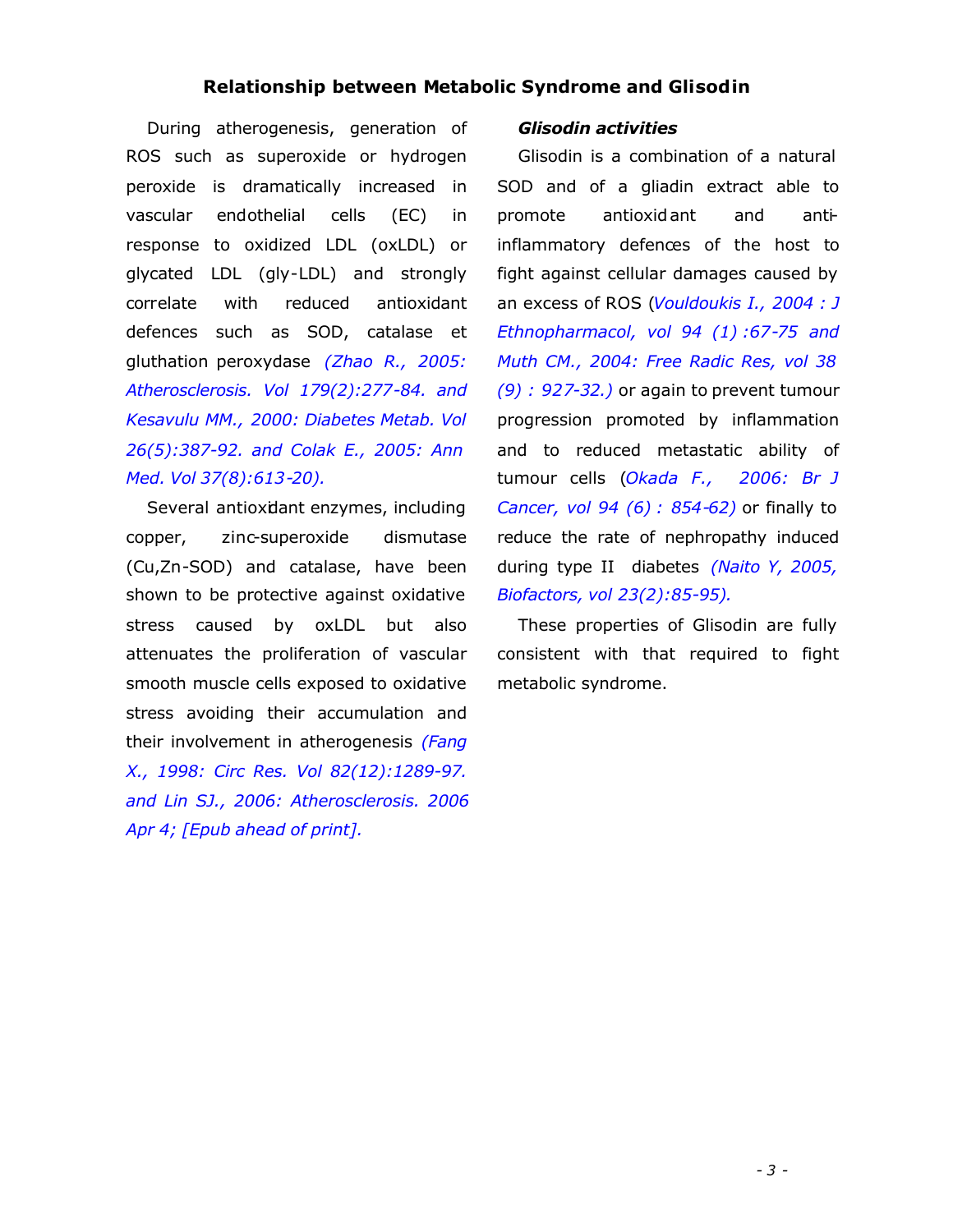## Relationship between Metabolic Syndrome and Glisodin

During atherogenesis, generation of ROS such as superoxide or hydrogen peroxide is dramatically increased in vascular endothelial cells (EC) in response to oxidized LDL (oxLDL) or glycated LDL (gly-LDL) and strongly correlate with reduced antioxidant defences such as SOD, catalase et gluthation peroxydase *(Zhao R., 2005: Atherosclerosis. Vol 179(2):277-84. and Kesavulu MM., 2000: Diabetes Metab. Vol 26(5):387-92. and Colak E., 2005: Ann Med. Vol 37(8):613-20).*

Several antioxidant enzymes, including copper, zinc-superoxide dismutase (Cu,Zn-SOD) and catalase, have been shown to be protective against oxidative stress caused by oxLDL but also attenuates the proliferation of vascular smooth muscle cells exposed to oxidative stress avoiding their accumulation and their involvement in atherogenesis *(Fang X., 1998: Circ Res. Vol 82(12):1289-97. and Lin SJ., 2006: Atherosclerosis. 2006 Apr 4; [Epub ahead of print].*

### *Glisodin activities*

Glisodin is a combination of a natural SOD and of a gliadin extract able to promote antioxidant and anti-inflammatory defences of the host to fight against cellular damages caused by an excess of ROS (*Vouldoukis I., 2004 : J Ethnopharmacol, vol 94 (1) :67-75 and Muth CM., 2004: Free Radic Res, vol 38 (9) : 927-32.)* or again to prevent tumour progression promoted by inflammation and to reduced metastatic ability of tumour cells (*Okada F., 2006: Br J Cancer, vol 94 (6) : 854-62)* or finally to reduce the rate of nephropathy induced during type II diabetes *(Naito Y, 2005, Biofactors, vol 23(2):85-95).*

These properties of Glisodin are fully consistent with that required to fight metabolic syndrome.